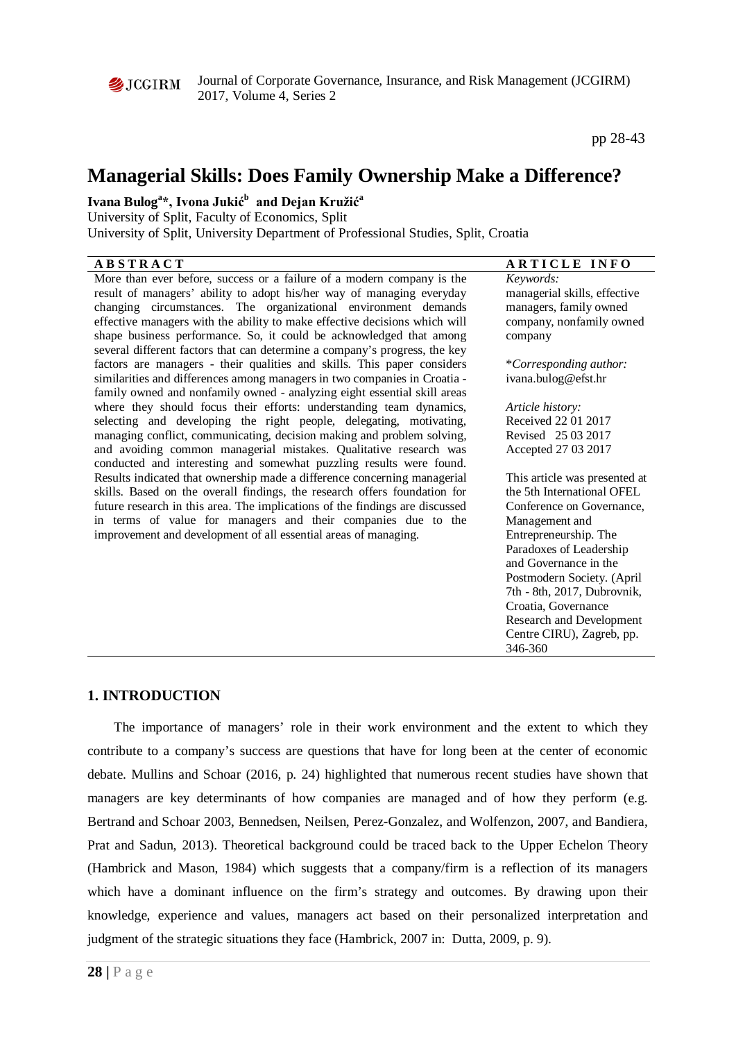# Managerial Skills: Does Family Ownership Make a Difference?

**Ivana Bulog[a]*, Ivona Jukić[b] and Dejan Kružić[a]**

University of Split, Faculty of Economics, Split

University of Split, University Department of Professional Studies, Split, Croatia

## ABSTRACT

More than ever before, success or a failure of a modern company is the result of managers' ability to adopt his/her way of managing everyday changing circumstances. The organizational environment demands effective managers with the ability to make effective decisions which will shape business performance. So, it could be acknowledged that among several different factors that can determine a company's progress, the key factors are managers - their qualities and skills. This paper considers similarities and differences among managers in two companies in Croatia - family owned and nonfamily owned - analyzing eight essential skill areas where they should focus their efforts: understanding team dynamics, selecting and developing the right people, delegating, motivating, managing conflict, communicating, decision making and problem solving, and avoiding common managerial mistakes. Qualitative research was conducted and interesting and somewhat puzzling results were found. Results indicated that ownership made a difference concerning managerial skills. Based on the overall findings, the research offers foundation for future research in this area. The implications of the findings are discussed in terms of value for managers and their companies due to the improvement and development of all essential areas of managing.

## ARTICLE INFO

*Keywords:*
managerial skills, effective managers, family owned company, nonfamily owned company

*Corresponding author:*
ivana.bulog@efst.hr

*Article history:*
Received 22 01 2017
Revised 25 03 2017
Accepted 27 03 2017

This article was presented at the 5th International OFEL Conference on Governance, Management and Entrepreneurship. The Paradoxes of Leadership and Governance in the Postmodern Society. (April 7th - 8th, 2017, Dubrovnik, Croatia, Governance Research and Development Centre CIRU), Zagreb, pp. 346-360

## 1. INTRODUCTION

The importance of managers' role in their work environment and the extent to which they contribute to a company's success are questions that have for long been at the center of economic debate. Mullins and Schoar (2016, p. 24) highlighted that numerous recent studies have shown that managers are key determinants of how companies are managed and of how they perform (e.g. Bertrand and Schoar 2003, Bennedsen, Neilsen, Perez-Gonzalez, and Wolfenzon, 2007, and Bandiera, Prat and Sadun, 2013). Theoretical background could be traced back to the Upper Echelon Theory (Hambrick and Mason, 1984) which suggests that a company/firm is a reflection of its managers which have a dominant influence on the firm's strategy and outcomes. By drawing upon their knowledge, experience and values, managers act based on their personalized interpretation and judgment of the strategic situations they face (Hambrick, 2007 in: Dutta, 2009, p. 9).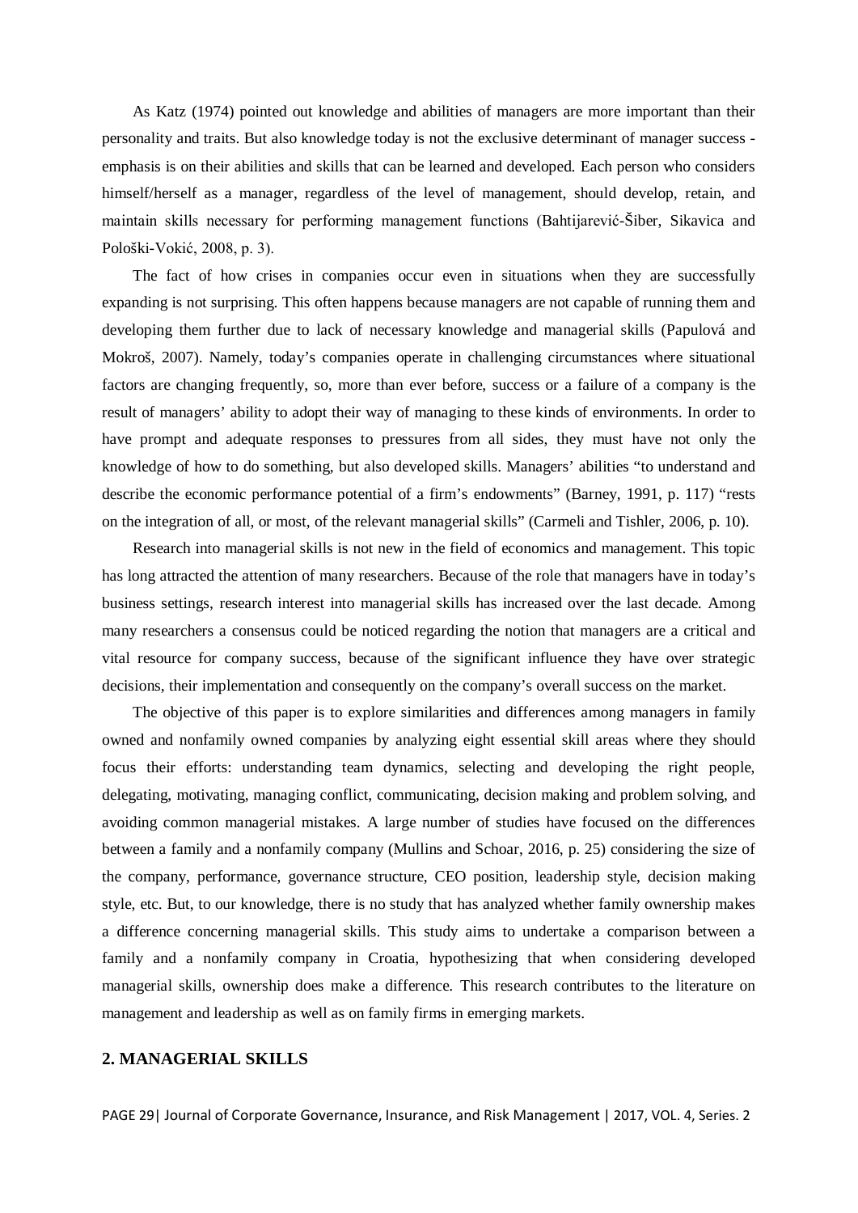As Katz (1974) pointed out knowledge and abilities of managers are more important than their personality and traits. But also knowledge today is not the exclusive determinant of manager success - emphasis is on their abilities and skills that can be learned and developed. Each person who considers himself/herself as a manager, regardless of the level of management, should develop, retain, and maintain skills necessary for performing management functions (Bahtijarević-Šiber, Sikavica and Pološki-Vokić, 2008, p. 3).

The fact of how crises in companies occur even in situations when they are successfully expanding is not surprising. This often happens because managers are not capable of running them and developing them further due to lack of necessary knowledge and managerial skills (Papulová and Mokroš, 2007). Namely, today's companies operate in challenging circumstances where situational factors are changing frequently, so, more than ever before, success or a failure of a company is the result of managers' ability to adopt their way of managing to these kinds of environments. In order to have prompt and adequate responses to pressures from all sides, they must have not only the knowledge of how to do something, but also developed skills. Managers' abilities "to understand and describe the economic performance potential of a firm's endowments" (Barney, 1991, p. 117) "rests on the integration of all, or most, of the relevant managerial skills" (Carmeli and Tishler, 2006, p. 10).

Research into managerial skills is not new in the field of economics and management. This topic has long attracted the attention of many researchers. Because of the role that managers have in today's business settings, research interest into managerial skills has increased over the last decade. Among many researchers a consensus could be noticed regarding the notion that managers are a critical and vital resource for company success, because of the significant influence they have over strategic decisions, their implementation and consequently on the company's overall success on the market.

The objective of this paper is to explore similarities and differences among managers in family owned and nonfamily owned companies by analyzing eight essential skill areas where they should focus their efforts: understanding team dynamics, selecting and developing the right people, delegating, motivating, managing conflict, communicating, decision making and problem solving, and avoiding common managerial mistakes. A large number of studies have focused on the differences between a family and a nonfamily company (Mullins and Schoar, 2016, p. 25) considering the size of the company, performance, governance structure, CEO position, leadership style, decision making style, etc. But, to our knowledge, there is no study that has analyzed whether family ownership makes a difference concerning managerial skills. This study aims to undertake a comparison between a family and a nonfamily company in Croatia, hypothesizing that when considering developed managerial skills, ownership does make a difference. This research contributes to the literature on management and leadership as well as on family firms in emerging markets.

## 2. MANAGERIAL SKILLS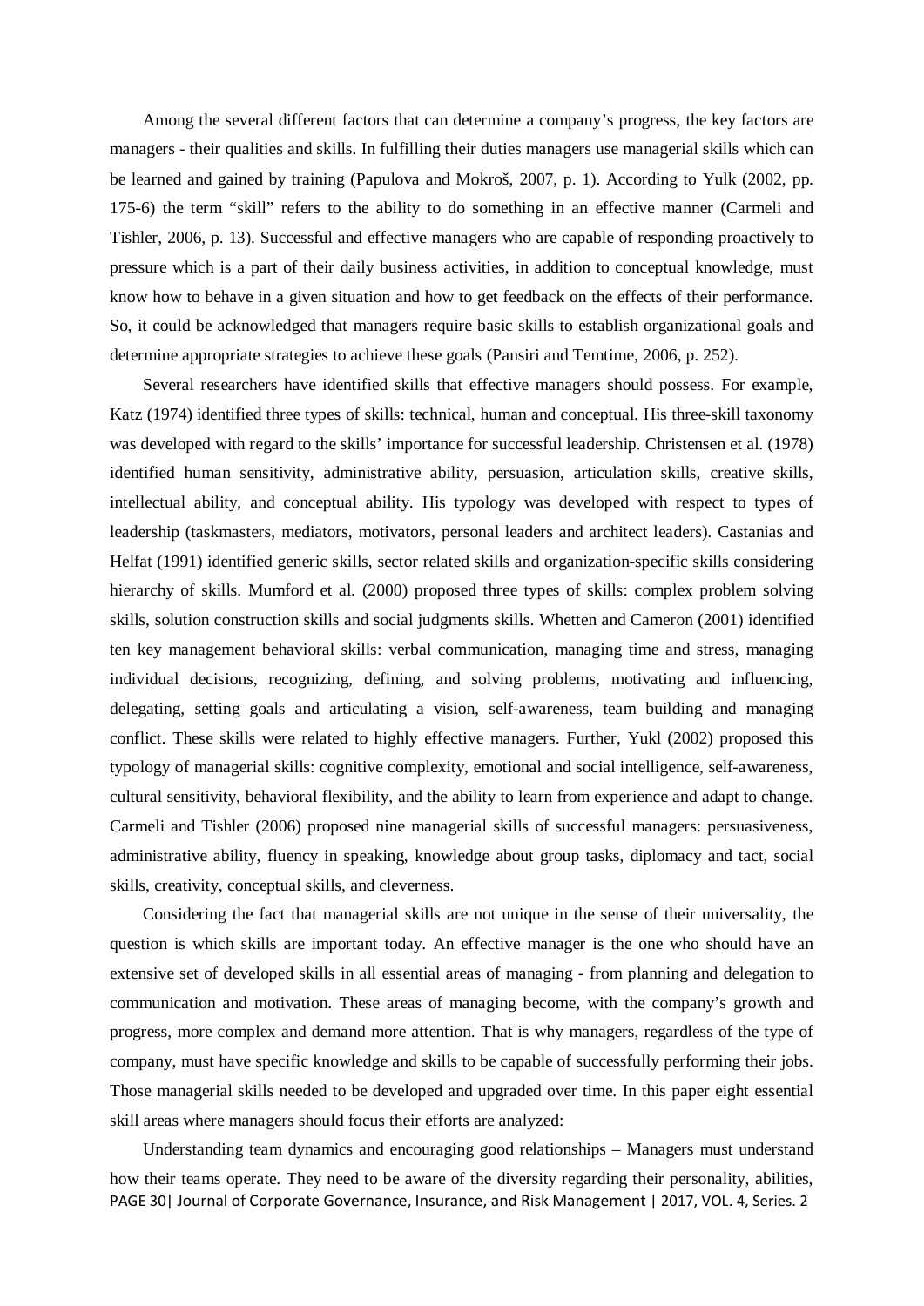Among the several different factors that can determine a company's progress, the key factors are managers - their qualities and skills. In fulfilling their duties managers use managerial skills which can be learned and gained by training (Papulova and Mokroš, 2007, p. 1). According to Yulk (2002, pp. 175-6) the term "skill" refers to the ability to do something in an effective manner (Carmeli and Tishler, 2006, p. 13). Successful and effective managers who are capable of responding proactively to pressure which is a part of their daily business activities, in addition to conceptual knowledge, must know how to behave in a given situation and how to get feedback on the effects of their performance. So, it could be acknowledged that managers require basic skills to establish organizational goals and determine appropriate strategies to achieve these goals (Pansiri and Temtime, 2006, p. 252).

Several researchers have identified skills that effective managers should possess. For example, Katz (1974) identified three types of skills: technical, human and conceptual. His three-skill taxonomy was developed with regard to the skills' importance for successful leadership. Christensen et al. (1978) identified human sensitivity, administrative ability, persuasion, articulation skills, creative skills, intellectual ability, and conceptual ability. His typology was developed with respect to types of leadership (taskmasters, mediators, motivators, personal leaders and architect leaders). Castanias and Helfat (1991) identified generic skills, sector related skills and organization-specific skills considering hierarchy of skills. Mumford et al. (2000) proposed three types of skills: complex problem solving skills, solution construction skills and social judgments skills. Whetten and Cameron (2001) identified ten key management behavioral skills: verbal communication, managing time and stress, managing individual decisions, recognizing, defining, and solving problems, motivating and influencing, delegating, setting goals and articulating a vision, self-awareness, team building and managing conflict. These skills were related to highly effective managers. Further, Yukl (2002) proposed this typology of managerial skills: cognitive complexity, emotional and social intelligence, self-awareness, cultural sensitivity, behavioral flexibility, and the ability to learn from experience and adapt to change. Carmeli and Tishler (2006) proposed nine managerial skills of successful managers: persuasiveness, administrative ability, fluency in speaking, knowledge about group tasks, diplomacy and tact, social skills, creativity, conceptual skills, and cleverness.

Considering the fact that managerial skills are not unique in the sense of their universality, the question is which skills are important today. An effective manager is the one who should have an extensive set of developed skills in all essential areas of managing - from planning and delegation to communication and motivation. These areas of managing become, with the company's growth and progress, more complex and demand more attention. That is why managers, regardless of the type of company, must have specific knowledge and skills to be capable of successfully performing their jobs. Those managerial skills needed to be developed and upgraded over time. In this paper eight essential skill areas where managers should focus their efforts are analyzed:

Understanding team dynamics and encouraging good relationships – Managers must understand how their teams operate. They need to be aware of the diversity regarding their personality, abilities,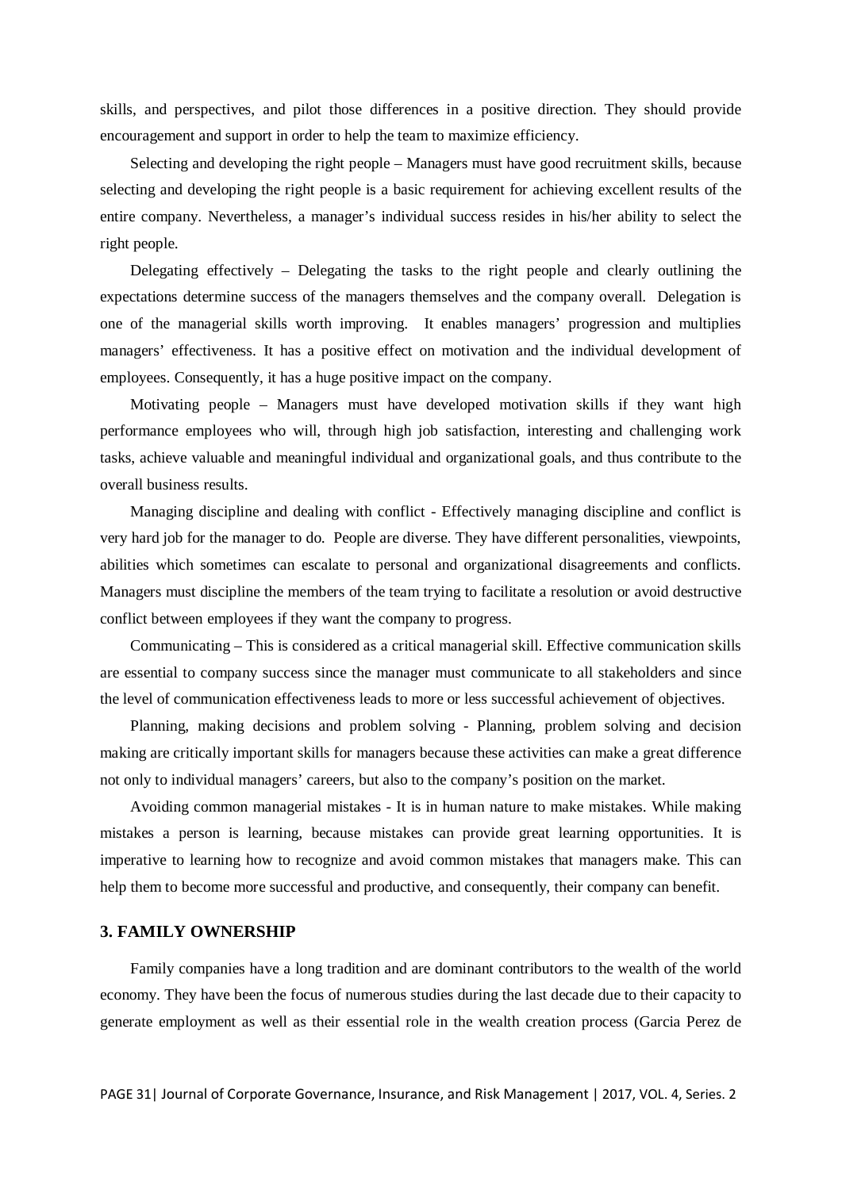skills, and perspectives, and pilot those differences in a positive direction. They should provide encouragement and support in order to help the team to maximize efficiency.

Selecting and developing the right people – Managers must have good recruitment skills, because selecting and developing the right people is a basic requirement for achieving excellent results of the entire company. Nevertheless, a manager's individual success resides in his/her ability to select the right people.

Delegating effectively – Delegating the tasks to the right people and clearly outlining the expectations determine success of the managers themselves and the company overall. Delegation is one of the managerial skills worth improving. It enables managers' progression and multiplies managers' effectiveness. It has a positive effect on motivation and the individual development of employees. Consequently, it has a huge positive impact on the company.

Motivating people – Managers must have developed motivation skills if they want high performance employees who will, through high job satisfaction, interesting and challenging work tasks, achieve valuable and meaningful individual and organizational goals, and thus contribute to the overall business results.

Managing discipline and dealing with conflict - Effectively managing discipline and conflict is very hard job for the manager to do. People are diverse. They have different personalities, viewpoints, abilities which sometimes can escalate to personal and organizational disagreements and conflicts. Managers must discipline the members of the team trying to facilitate a resolution or avoid destructive conflict between employees if they want the company to progress.

Communicating – This is considered as a critical managerial skill. Effective communication skills are essential to company success since the manager must communicate to all stakeholders and since the level of communication effectiveness leads to more or less successful achievement of objectives.

Planning, making decisions and problem solving - Planning, problem solving and decision making are critically important skills for managers because these activities can make a great difference not only to individual managers' careers, but also to the company's position on the market.

Avoiding common managerial mistakes - It is in human nature to make mistakes. While making mistakes a person is learning, because mistakes can provide great learning opportunities. It is imperative to learning how to recognize and avoid common mistakes that managers make. This can help them to become more successful and productive, and consequently, their company can benefit.

## 3. FAMILY OWNERSHIP

Family companies have a long tradition and are dominant contributors to the wealth of the world economy. They have been the focus of numerous studies during the last decade due to their capacity to generate employment as well as their essential role in the wealth creation process (Garcia Perez de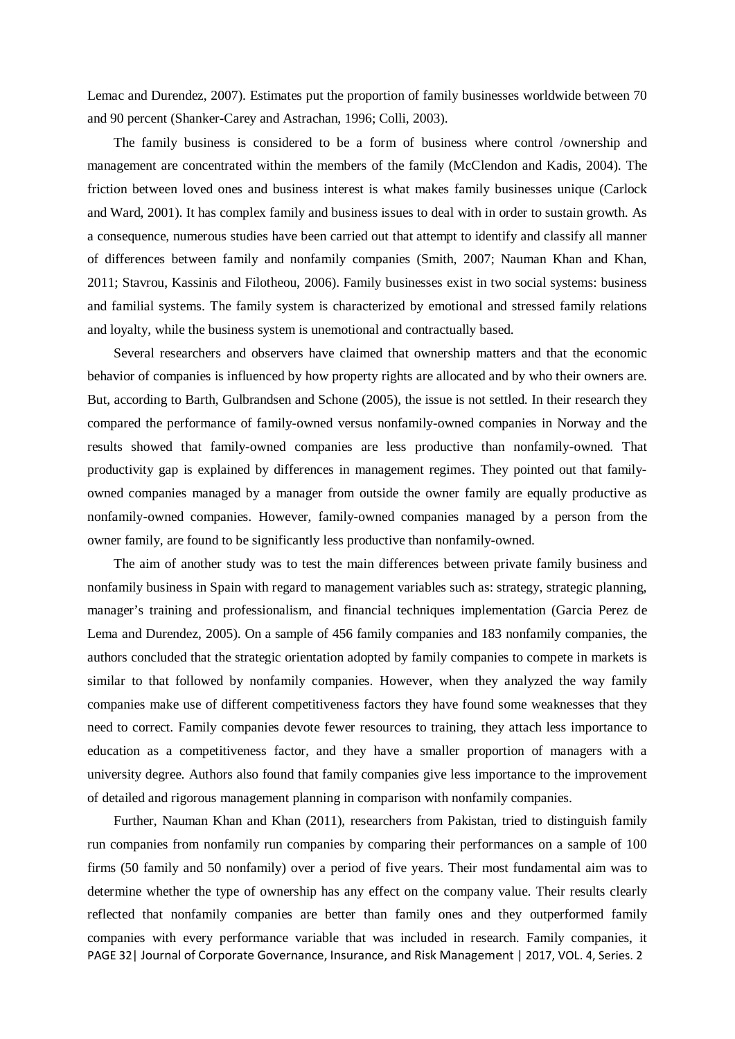Lemac and Durendez, 2007). Estimates put the proportion of family businesses worldwide between 70 and 90 percent (Shanker-Carey and Astrachan, 1996; Colli, 2003).

The family business is considered to be a form of business where control /ownership and management are concentrated within the members of the family (McClendon and Kadis, 2004). The friction between loved ones and business interest is what makes family businesses unique (Carlock and Ward, 2001). It has complex family and business issues to deal with in order to sustain growth. As a consequence, numerous studies have been carried out that attempt to identify and classify all manner of differences between family and nonfamily companies (Smith, 2007; Nauman Khan and Khan, 2011; Stavrou, Kassinis and Filotheou, 2006). Family businesses exist in two social systems: business and familial systems. The family system is characterized by emotional and stressed family relations and loyalty, while the business system is unemotional and contractually based.

Several researchers and observers have claimed that ownership matters and that the economic behavior of companies is influenced by how property rights are allocated and by who their owners are. But, according to Barth, Gulbrandsen and Schone (2005), the issue is not settled. In their research they compared the performance of family-owned versus nonfamily-owned companies in Norway and the results showed that family-owned companies are less productive than nonfamily-owned. That productivity gap is explained by differences in management regimes. They pointed out that family-owned companies managed by a manager from outside the owner family are equally productive as nonfamily-owned companies. However, family-owned companies managed by a person from the owner family, are found to be significantly less productive than nonfamily-owned.

The aim of another study was to test the main differences between private family business and nonfamily business in Spain with regard to management variables such as: strategy, strategic planning, manager's training and professionalism, and financial techniques implementation (Garcia Perez de Lema and Durendez, 2005). On a sample of 456 family companies and 183 nonfamily companies, the authors concluded that the strategic orientation adopted by family companies to compete in markets is similar to that followed by nonfamily companies. However, when they analyzed the way family companies make use of different competitiveness factors they have found some weaknesses that they need to correct. Family companies devote fewer resources to training, they attach less importance to education as a competitiveness factor, and they have a smaller proportion of managers with a university degree. Authors also found that family companies give less importance to the improvement of detailed and rigorous management planning in comparison with nonfamily companies.

Further, Nauman Khan and Khan (2011), researchers from Pakistan, tried to distinguish family run companies from nonfamily run companies by comparing their performances on a sample of 100 firms (50 family and 50 nonfamily) over a period of five years. Their most fundamental aim was to determine whether the type of ownership has any effect on the company value. Their results clearly reflected that nonfamily companies are better than family ones and they outperformed family companies with every performance variable that was included in research. Family companies, it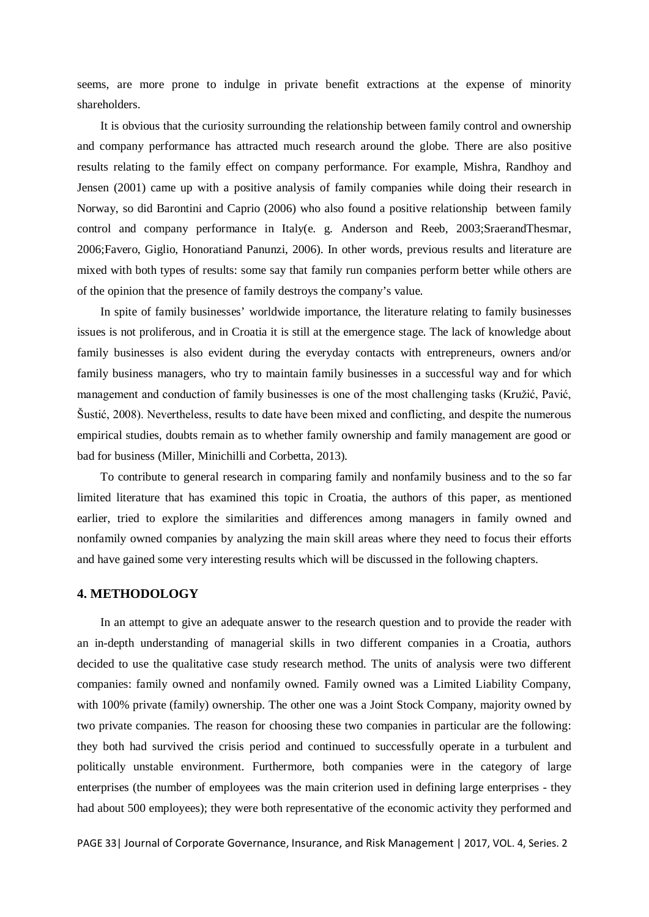seems, are more prone to indulge in private benefit extractions at the expense of minority shareholders.

It is obvious that the curiosity surrounding the relationship between family control and ownership and company performance has attracted much research around the globe. There are also positive results relating to the family effect on company performance. For example, Mishra, Randhoy and Jensen (2001) came up with a positive analysis of family companies while doing their research in Norway, so did Barontini and Caprio (2006) who also found a positive relationship between family control and company performance in Italy(e. g. Anderson and Reeb, 2003;SraerandThesmar, 2006;Favero, Giglio, Honoratiand Panunzi, 2006). In other words, previous results and literature are mixed with both types of results: some say that family run companies perform better while others are of the opinion that the presence of family destroys the company's value.

In spite of family businesses' worldwide importance, the literature relating to family businesses issues is not proliferous, and in Croatia it is still at the emergence stage. The lack of knowledge about family businesses is also evident during the everyday contacts with entrepreneurs, owners and/or family business managers, who try to maintain family businesses in a successful way and for which management and conduction of family businesses is one of the most challenging tasks (Kružić, Pavić, Šustić, 2008). Nevertheless, results to date have been mixed and conflicting, and despite the numerous empirical studies, doubts remain as to whether family ownership and family management are good or bad for business (Miller, Minichilli and Corbetta, 2013).

To contribute to general research in comparing family and nonfamily business and to the so far limited literature that has examined this topic in Croatia, the authors of this paper, as mentioned earlier, tried to explore the similarities and differences among managers in family owned and nonfamily owned companies by analyzing the main skill areas where they need to focus their efforts and have gained some very interesting results which will be discussed in the following chapters.

## 4. METHODOLOGY

In an attempt to give an adequate answer to the research question and to provide the reader with an in-depth understanding of managerial skills in two different companies in a Croatia, authors decided to use the qualitative case study research method. The units of analysis were two different companies: family owned and nonfamily owned. Family owned was a Limited Liability Company, with 100% private (family) ownership. The other one was a Joint Stock Company, majority owned by two private companies. The reason for choosing these two companies in particular are the following: they both had survived the crisis period and continued to successfully operate in a turbulent and politically unstable environment. Furthermore, both companies were in the category of large enterprises (the number of employees was the main criterion used in defining large enterprises - they had about 500 employees); they were both representative of the economic activity they performed and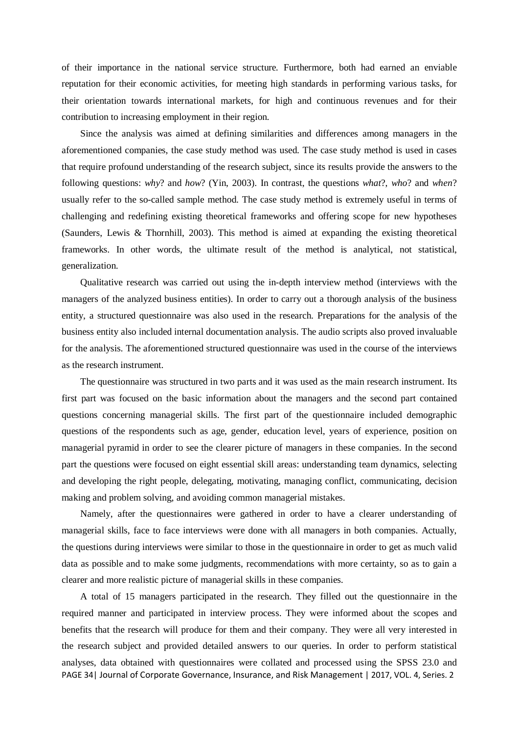of their importance in the national service structure. Furthermore, both had earned an enviable reputation for their economic activities, for meeting high standards in performing various tasks, for their orientation towards international markets, for high and continuous revenues and for their contribution to increasing employment in their region.

Since the analysis was aimed at defining similarities and differences among managers in the aforementioned companies, the case study method was used. The case study method is used in cases that require profound understanding of the research subject, since its results provide the answers to the following questions: *why*? and *how*? (Yin, 2003). In contrast, the questions *what*?, *who*? and *when*? usually refer to the so-called sample method. The case study method is extremely useful in terms of challenging and redefining existing theoretical frameworks and offering scope for new hypotheses (Saunders, Lewis & Thornhill, 2003). This method is aimed at expanding the existing theoretical frameworks. In other words, the ultimate result of the method is analytical, not statistical, generalization.

Qualitative research was carried out using the in-depth interview method (interviews with the managers of the analyzed business entities). In order to carry out a thorough analysis of the business entity, a structured questionnaire was also used in the research. Preparations for the analysis of the business entity also included internal documentation analysis. The audio scripts also proved invaluable for the analysis. The aforementioned structured questionnaire was used in the course of the interviews as the research instrument.

The questionnaire was structured in two parts and it was used as the main research instrument. Its first part was focused on the basic information about the managers and the second part contained questions concerning managerial skills. The first part of the questionnaire included demographic questions of the respondents such as age, gender, education level, years of experience, position on managerial pyramid in order to see the clearer picture of managers in these companies. In the second part the questions were focused on eight essential skill areas: understanding team dynamics, selecting and developing the right people, delegating, motivating, managing conflict, communicating, decision making and problem solving, and avoiding common managerial mistakes.

Namely, after the questionnaires were gathered in order to have a clearer understanding of managerial skills, face to face interviews were done with all managers in both companies. Actually, the questions during interviews were similar to those in the questionnaire in order to get as much valid data as possible and to make some judgments, recommendations with more certainty, so as to gain a clearer and more realistic picture of managerial skills in these companies.

A total of 15 managers participated in the research. They filled out the questionnaire in the required manner and participated in interview process. They were informed about the scopes and benefits that the research will produce for them and their company. They were all very interested in the research subject and provided detailed answers to our queries. In order to perform statistical analyses, data obtained with questionnaires were collated and processed using the SPSS 23.0 and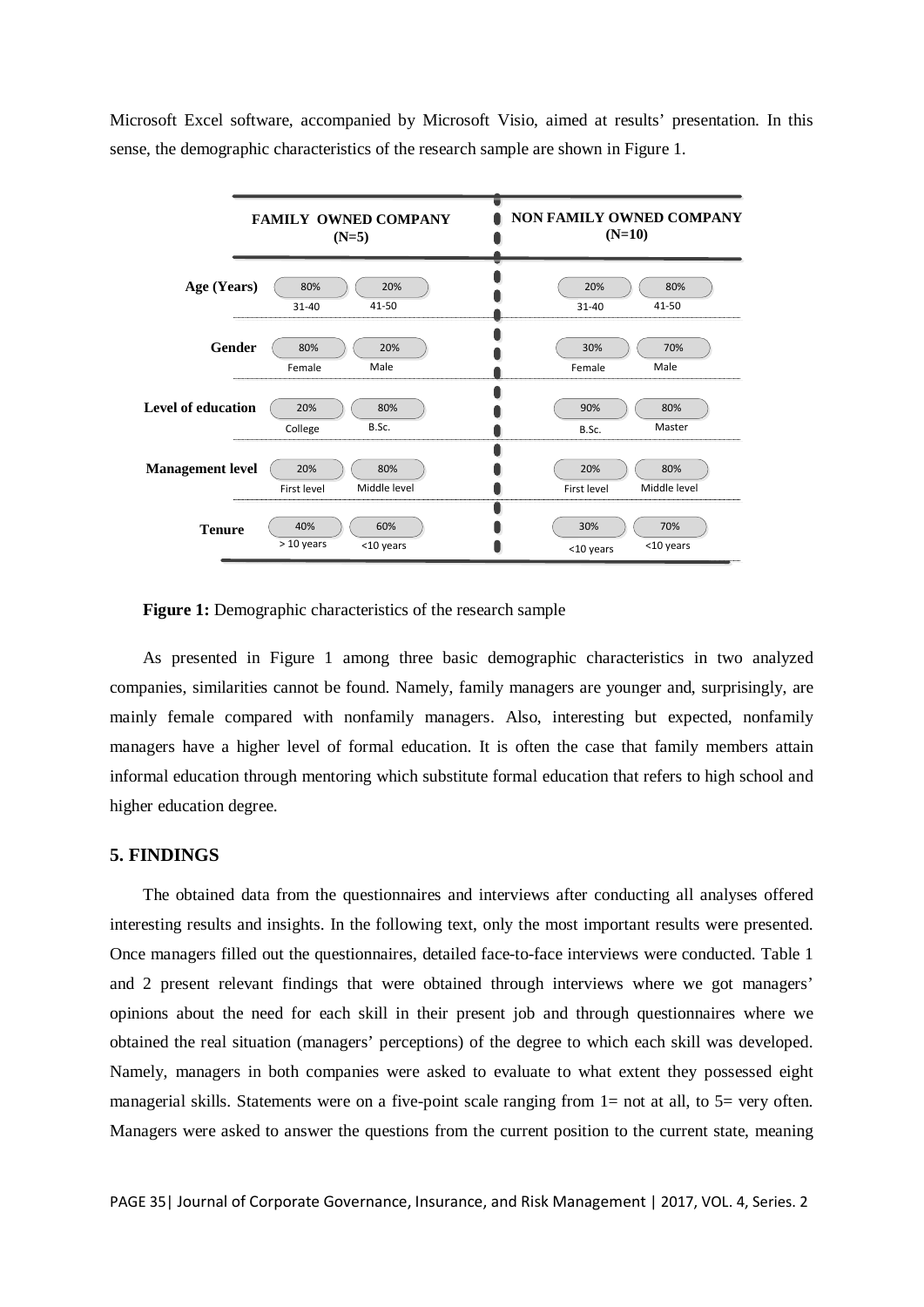Microsoft Excel software, accompanied by Microsoft Visio, aimed at results' presentation. In this sense, the demographic characteristics of the research sample are shown in Figure 1.

| | FAMILY OWNED COMPANY (N=5) | | NON FAMILY OWNED COMPANY (N=10) | |
|---|---|---|---|---|
| Age (Years) | 80% 31-40 | 20% 41-50 | 20% 31-40 | 80% 41-50 |
| Gender | 80% Female | 20% Male | 30% Female | 70% Male |
| Level of education | 20% College | 80% B.Sc. | 90% B.Sc. | 80% Master |
| Management level | 20% First level | 80% Middle level | 20% First level | 80% Middle level |
| Tenure | 40% > 10 years | 60% <10 years | 30% <10 years | 70% <10 years |

**Figure 1:** Demographic characteristics of the research sample

As presented in Figure 1 among three basic demographic characteristics in two analyzed companies, similarities cannot be found. Namely, family managers are younger and, surprisingly, are mainly female compared with nonfamily managers. Also, interesting but expected, nonfamily managers have a higher level of formal education. It is often the case that family members attain informal education through mentoring which substitute formal education that refers to high school and higher education degree.

## 5. FINDINGS

The obtained data from the questionnaires and interviews after conducting all analyses offered interesting results and insights. In the following text, only the most important results were presented. Once managers filled out the questionnaires, detailed face-to-face interviews were conducted. Table 1 and 2 present relevant findings that were obtained through interviews where we got managers' opinions about the need for each skill in their present job and through questionnaires where we obtained the real situation (managers' perceptions) of the degree to which each skill was developed. Namely, managers in both companies were asked to evaluate to what extent they possessed eight managerial skills. Statements were on a five-point scale ranging from 1= not at all, to 5= very often. Managers were asked to answer the questions from the current position to the current state, meaning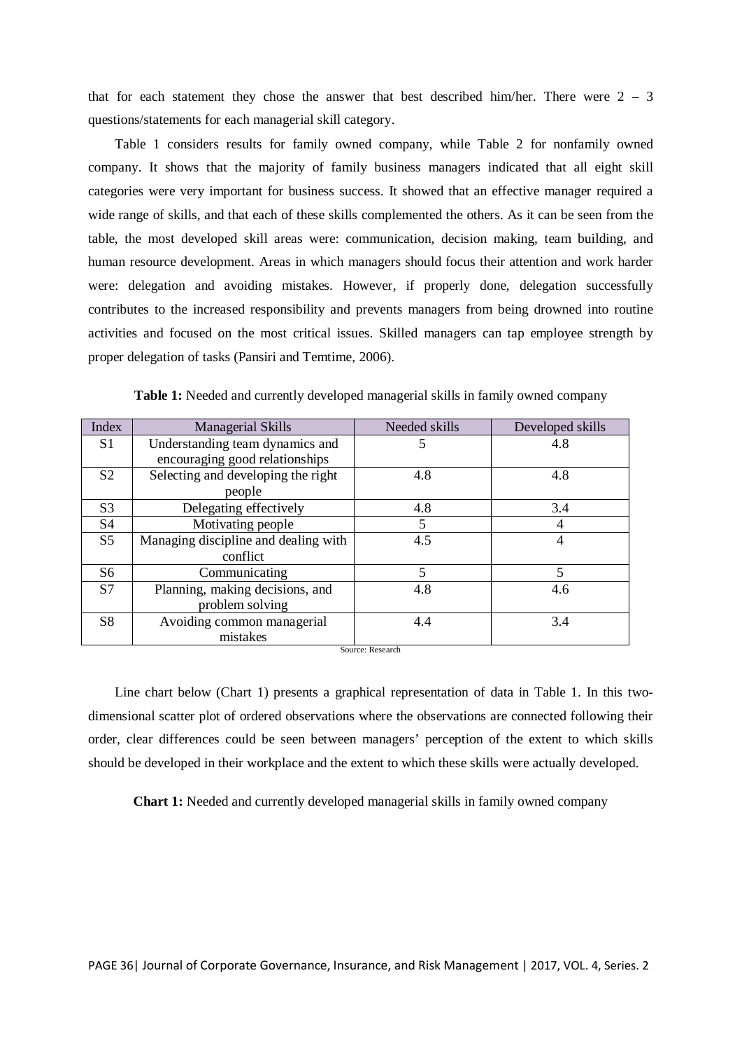that for each statement they chose the answer that best described him/her. There were 2 – 3 questions/statements for each managerial skill category.

Table 1 considers results for family owned company, while Table 2 for nonfamily owned company. It shows that the majority of family business managers indicated that all eight skill categories were very important for business success. It showed that an effective manager required a wide range of skills, and that each of these skills complemented the others. As it can be seen from the table, the most developed skill areas were: communication, decision making, team building, and human resource development. Areas in which managers should focus their attention and work harder were: delegation and avoiding mistakes. However, if properly done, delegation successfully contributes to the increased responsibility and prevents managers from being drowned into routine activities and focused on the most critical issues. Skilled managers can tap employee strength by proper delegation of tasks (Pansiri and Temtime, 2006).

**Table 1:** Needed and currently developed managerial skills in family owned company

| Index | Managerial Skills | Needed skills | Developed skills |
|---|---|---|---|
| S1 | Understanding team dynamics and encouraging good relationships | 5 | 4.8 |
| S2 | Selecting and developing the right people | 4.8 | 4.8 |
| S3 | Delegating effectively | 4.8 | 3.4 |
| S4 | Motivating people | 5 | 4 |
| S5 | Managing discipline and dealing with conflict | 4.5 | 4 |
| S6 | Communicating | 5 | 5 |
| S7 | Planning, making decisions, and problem solving | 4.8 | 4.6 |
| S8 | Avoiding common managerial mistakes | 4.4 | 3.4 |

Source: Research

Line chart below (Chart 1) presents a graphical representation of data in Table 1. In this two-dimensional scatter plot of ordered observations where the observations are connected following their order, clear differences could be seen between managers' perception of the extent to which skills should be developed in their workplace and the extent to which these skills were actually developed.

**Chart 1:** Needed and currently developed managerial skills in family owned company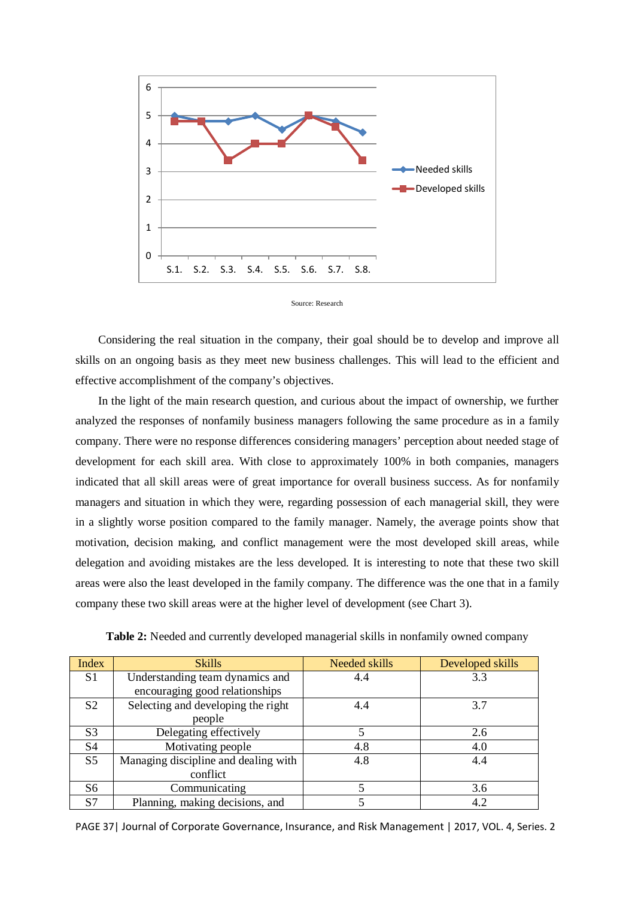Source: Research

Considering the real situation in the company, their goal should be to develop and improve all skills on an ongoing basis as they meet new business challenges. This will lead to the efficient and effective accomplishment of the company's objectives.

In the light of the main research question, and curious about the impact of ownership, we further analyzed the responses of nonfamily business managers following the same procedure as in a family company. There were no response differences considering managers' perception about needed stage of development for each skill area. With close to approximately 100% in both companies, managers indicated that all skill areas were of great importance for overall business success. As for nonfamily managers and situation in which they were, regarding possession of each managerial skill, they were in a slightly worse position compared to the family manager. Namely, the average points show that motivation, decision making, and conflict management were the most developed skill areas, while delegation and avoiding mistakes are the less developed. It is interesting to note that these two skill areas were also the least developed in the family company. The difference was the one that in a family company these two skill areas were at the higher level of development (see Chart 3).

**Table 2:** Needed and currently developed managerial skills in nonfamily owned company

| Index | Skills | Needed skills | Developed skills |
|---|---|---|---|
| S1 | Understanding team dynamics and encouraging good relationships | 4.4 | 3.3 |
| S2 | Selecting and developing the right people | 4.4 | 3.7 |
| S3 | Delegating effectively | 5 | 2.6 |
| S4 | Motivating people | 4.8 | 4.0 |
| S5 | Managing discipline and dealing with conflict | 4.8 | 4.4 |
| S6 | Communicating | 5 | 3.6 |
| S7 | Planning, making decisions, and | 5 | 4.2 |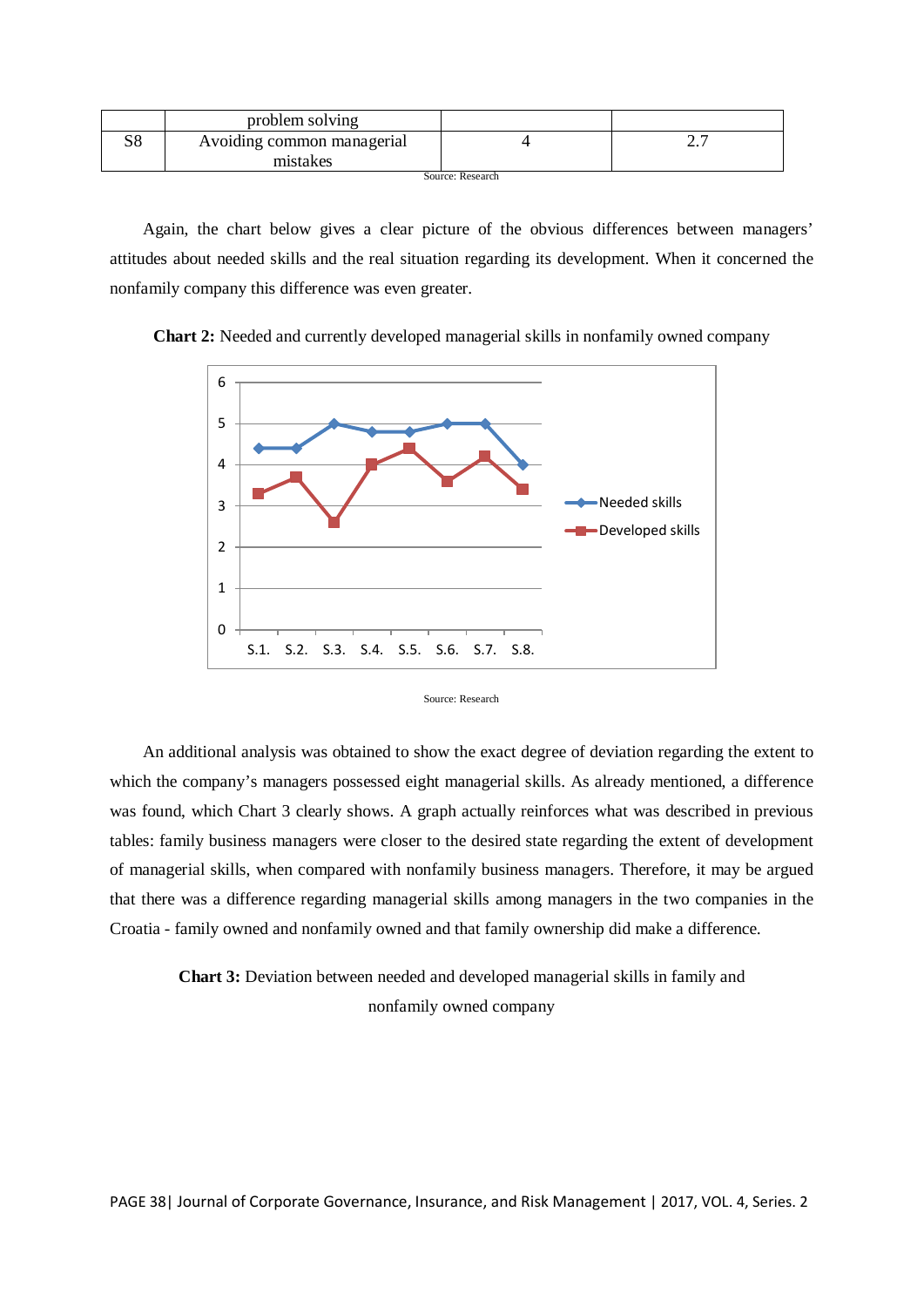|  | problem solving |  |  |
|---|---|---|---|
| S8 | Avoiding common managerial mistakes | 4 | 2.7 |

Source: Research

Again, the chart below gives a clear picture of the obvious differences between managers' attitudes about needed skills and the real situation regarding its development. When it concerned the nonfamily company this difference was even greater.

**Chart 2:** Needed and currently developed managerial skills in nonfamily owned company

Source: Research

An additional analysis was obtained to show the exact degree of deviation regarding the extent to which the company's managers possessed eight managerial skills. As already mentioned, a difference was found, which Chart 3 clearly shows. A graph actually reinforces what was described in previous tables: family business managers were closer to the desired state regarding the extent of development of managerial skills, when compared with nonfamily business managers. Therefore, it may be argued that there was a difference regarding managerial skills among managers in the two companies in the Croatia - family owned and nonfamily owned and that family ownership did make a difference.

**Chart 3:** Deviation between needed and developed managerial skills in family and nonfamily owned company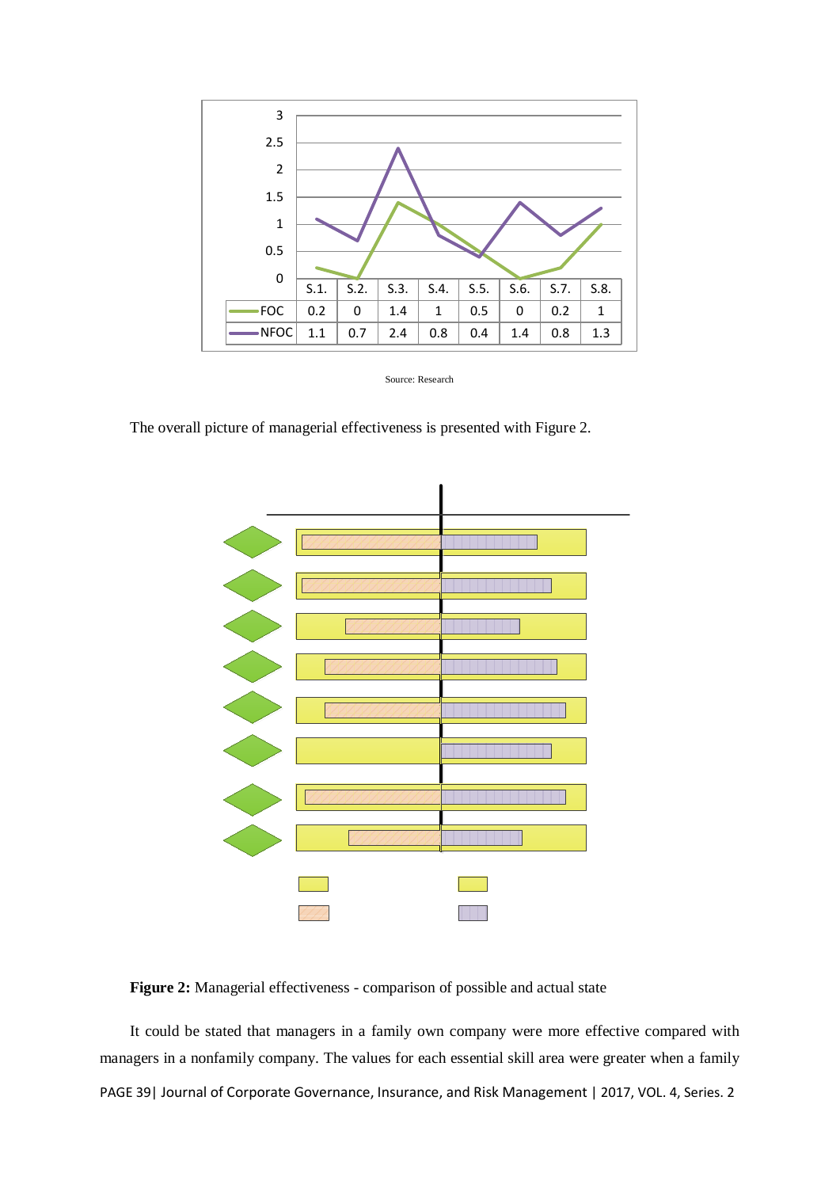| | S.1. | S.2. | S.3. | S.4. | S.5. | S.6. | S.7. | S.8. |
|---|---|---|---|---|---|---|---|---|
| FOC | 0.2 | 0 | 1.4 | 1 | 0.5 | 0 | 0.2 | 1 |
| NFOC | 1.1 | 0.7 | 2.4 | 0.8 | 0.4 | 1.4 | 0.8 | 1.3 |

Source: Research

The overall picture of managerial effectiveness is presented with Figure 2.

**Figure 2:** Managerial effectiveness - comparison of possible and actual state

It could be stated that managers in a family own company were more effective compared with managers in a nonfamily company. The values for each essential skill area were greater when a family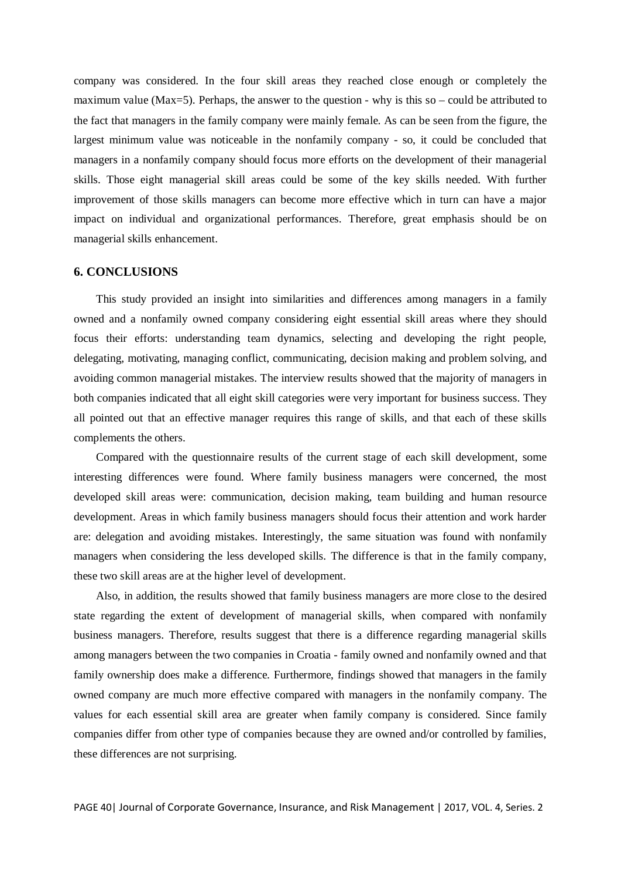company was considered. In the four skill areas they reached close enough or completely the maximum value (Max=5). Perhaps, the answer to the question - why is this so – could be attributed to the fact that managers in the family company were mainly female. As can be seen from the figure, the largest minimum value was noticeable in the nonfamily company - so, it could be concluded that managers in a nonfamily company should focus more efforts on the development of their managerial skills. Those eight managerial skill areas could be some of the key skills needed. With further improvement of those skills managers can become more effective which in turn can have a major impact on individual and organizational performances. Therefore, great emphasis should be on managerial skills enhancement.

## 6. CONCLUSIONS

This study provided an insight into similarities and differences among managers in a family owned and a nonfamily owned company considering eight essential skill areas where they should focus their efforts: understanding team dynamics, selecting and developing the right people, delegating, motivating, managing conflict, communicating, decision making and problem solving, and avoiding common managerial mistakes. The interview results showed that the majority of managers in both companies indicated that all eight skill categories were very important for business success. They all pointed out that an effective manager requires this range of skills, and that each of these skills complements the others.

Compared with the questionnaire results of the current stage of each skill development, some interesting differences were found. Where family business managers were concerned, the most developed skill areas were: communication, decision making, team building and human resource development. Areas in which family business managers should focus their attention and work harder are: delegation and avoiding mistakes. Interestingly, the same situation was found with nonfamily managers when considering the less developed skills. The difference is that in the family company, these two skill areas are at the higher level of development.

Also, in addition, the results showed that family business managers are more close to the desired state regarding the extent of development of managerial skills, when compared with nonfamily business managers. Therefore, results suggest that there is a difference regarding managerial skills among managers between the two companies in Croatia - family owned and nonfamily owned and that family ownership does make a difference. Furthermore, findings showed that managers in the family owned company are much more effective compared with managers in the nonfamily company. The values for each essential skill area are greater when family company is considered. Since family companies differ from other type of companies because they are owned and/or controlled by families, these differences are not surprising.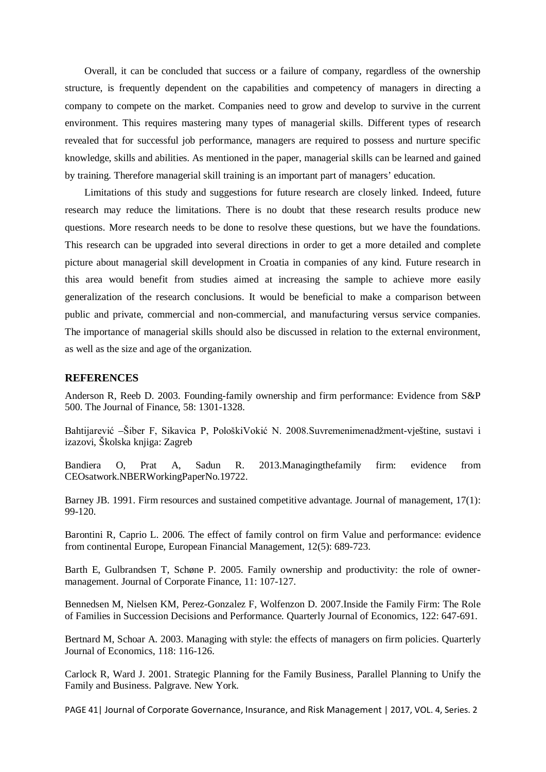Overall, it can be concluded that success or a failure of company, regardless of the ownership structure, is frequently dependent on the capabilities and competency of managers in directing a company to compete on the market. Companies need to grow and develop to survive in the current environment. This requires mastering many types of managerial skills. Different types of research revealed that for successful job performance, managers are required to possess and nurture specific knowledge, skills and abilities. As mentioned in the paper, managerial skills can be learned and gained by training. Therefore managerial skill training is an important part of managers' education.

Limitations of this study and suggestions for future research are closely linked. Indeed, future research may reduce the limitations. There is no doubt that these research results produce new questions. More research needs to be done to resolve these questions, but we have the foundations. This research can be upgraded into several directions in order to get a more detailed and complete picture about managerial skill development in Croatia in companies of any kind. Future research in this area would benefit from studies aimed at increasing the sample to achieve more easily generalization of the research conclusions. It would be beneficial to make a comparison between public and private, commercial and non-commercial, and manufacturing versus service companies. The importance of managerial skills should also be discussed in relation to the external environment, as well as the size and age of the organization.

## REFERENCES

Anderson R, Reeb D. 2003. Founding-family ownership and firm performance: Evidence from S&P 500. The Journal of Finance, 58: 1301-1328.

Bahtijarević –Šiber F, Sikavica P, PološkiVokić N. 2008.Suvremenimenadžment-vještine, sustavi i izazovi, Školska knjiga: Zagreb

Bandiera O, Prat A, Sadun R. 2013.Managingthefamily firm: evidence from CEOsatwork.NBERWorkingPaperNo.19722.

Barney JB. 1991. Firm resources and sustained competitive advantage. Journal of management, 17(1): 99-120.

Barontini R, Caprio L. 2006. The effect of family control on firm Value and performance: evidence from continental Europe, European Financial Management, 12(5): 689-723.

Barth E, Gulbrandsen T, Schøne P. 2005. Family ownership and productivity: the role of owner-management. Journal of Corporate Finance, 11: 107-127.

Bennedsen M, Nielsen KM, Perez-Gonzalez F, Wolfenzon D. 2007.Inside the Family Firm: The Role of Families in Succession Decisions and Performance. Quarterly Journal of Economics, 122: 647-691.

Bertnard M, Schoar A. 2003. Managing with style: the effects of managers on firm policies. Quarterly Journal of Economics, 118: 116-126.

Carlock R, Ward J. 2001. Strategic Planning for the Family Business, Parallel Planning to Unify the Family and Business. Palgrave. New York.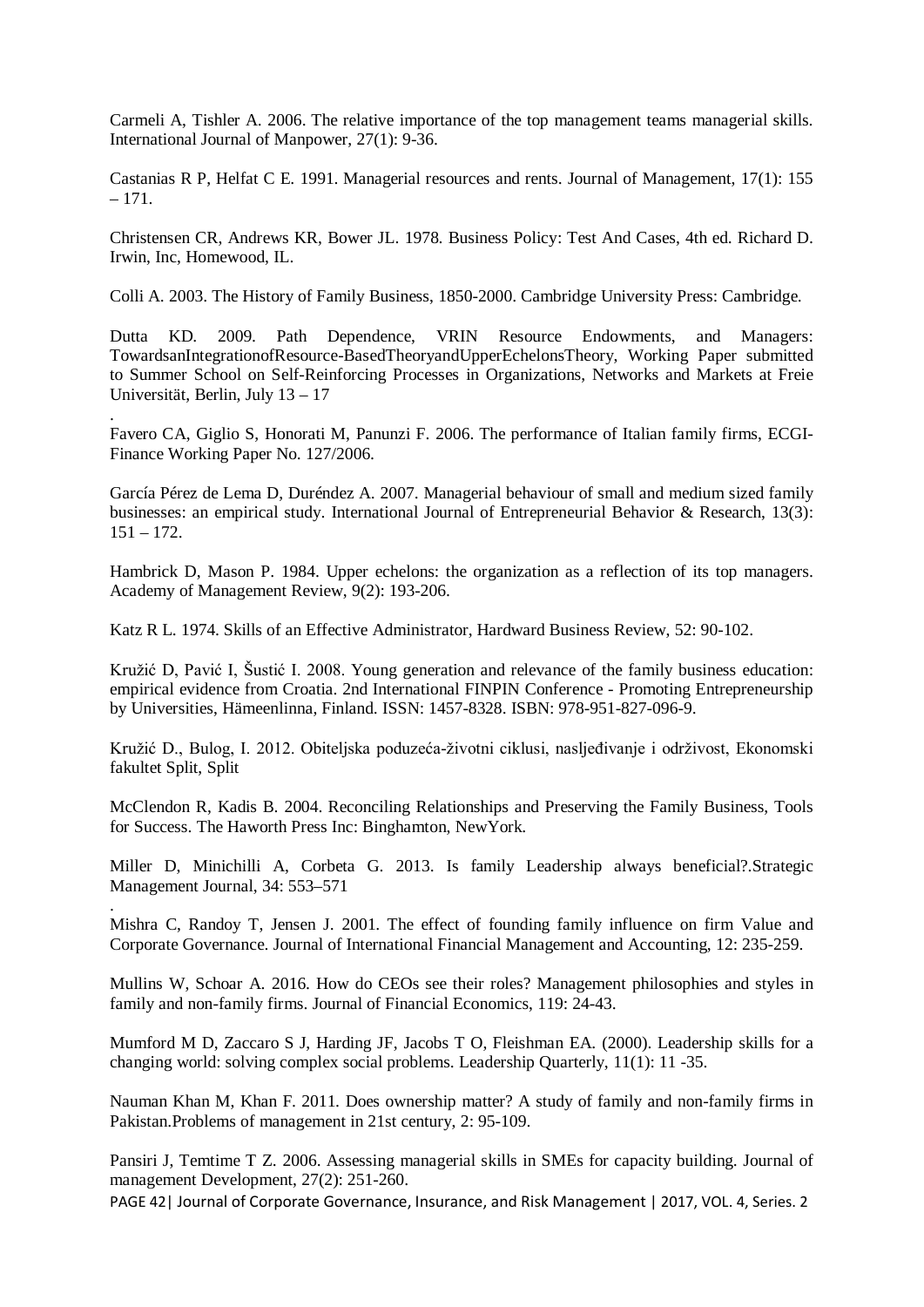Carmeli A, Tishler A. 2006. The relative importance of the top management teams managerial skills. International Journal of Manpower, 27(1): 9-36.

Castanias R P, Helfat C E. 1991. Managerial resources and rents. Journal of Management, 17(1): 155 – 171.

Christensen CR, Andrews KR, Bower JL. 1978. Business Policy: Test And Cases, 4th ed. Richard D. Irwin, Inc, Homewood, IL.

Colli A. 2003. The History of Family Business, 1850-2000. Cambridge University Press: Cambridge.

Dutta KD. 2009. Path Dependence, VRIN Resource Endowments, and Managers: TowardsanIntegrationofResource-BasedTheoryandUpperEchelonsTheory, Working Paper submitted to Summer School on Self-Reinforcing Processes in Organizations, Networks and Markets at Freie Universität, Berlin, July 13 – 17

.

Favero CA, Giglio S, Honorati M, Panunzi F. 2006. The performance of Italian family firms, ECGI-Finance Working Paper No. 127/2006.

García Pérez de Lema D, Duréndez A. 2007. Managerial behaviour of small and medium sized family businesses: an empirical study. International Journal of Entrepreneurial Behavior & Research, 13(3): 151 – 172.

Hambrick D, Mason P. 1984. Upper echelons: the organization as a reflection of its top managers. Academy of Management Review, 9(2): 193-206.

Katz R L. 1974. Skills of an Effective Administrator, Hardward Business Review, 52: 90-102.

Kružić D, Pavić I, Šustić I. 2008. Young generation and relevance of the family business education: empirical evidence from Croatia. 2nd International FINPIN Conference - Promoting Entrepreneurship by Universities, Hämeenlinna, Finland. ISSN: 1457-8328. ISBN: 978-951-827-096-9.

Kružić D., Bulog, I. 2012. Obiteljska poduzeća-životni ciklusi, nasljeđivanje i održivost, Ekonomski fakultet Split, Split

McClendon R, Kadis B. 2004. Reconciling Relationships and Preserving the Family Business, Tools for Success. The Haworth Press Inc: Binghamton, NewYork.

Miller D, Minichilli A, Corbeta G. 2013. Is family Leadership always beneficial?.Strategic Management Journal, 34: 553–571

.

Mishra C, Randoy T, Jensen J. 2001. The effect of founding family influence on firm Value and Corporate Governance. Journal of International Financial Management and Accounting, 12: 235-259.

Mullins W, Schoar A. 2016. How do CEOs see their roles? Management philosophies and styles in family and non-family firms. Journal of Financial Economics, 119: 24-43.

Mumford M D, Zaccaro S J, Harding JF, Jacobs T O, Fleishman EA. (2000). Leadership skills for a changing world: solving complex social problems. Leadership Quarterly, 11(1): 11 -35.

Nauman Khan M, Khan F. 2011. Does ownership matter? A study of family and non-family firms in Pakistan.Problems of management in 21st century, 2: 95-109.

Pansiri J, Temtime T Z. 2006. Assessing managerial skills in SMEs for capacity building. Journal of management Development, 27(2): 251-260.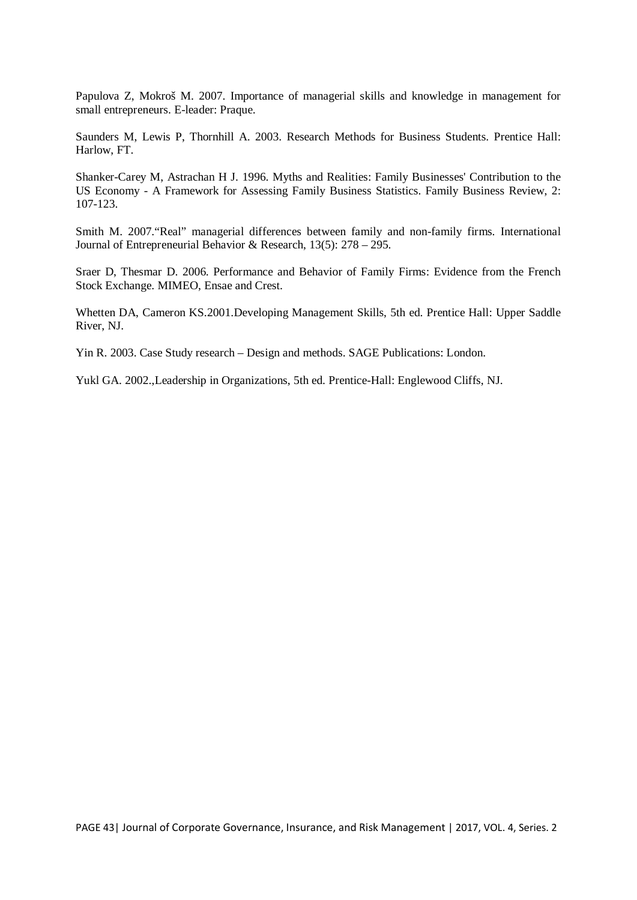Papulova Z, Mokroš M. 2007. Importance of managerial skills and knowledge in management for small entrepreneurs. E-leader: Praque.

Saunders M, Lewis P, Thornhill A. 2003. Research Methods for Business Students. Prentice Hall: Harlow, FT.

Shanker-Carey M, Astrachan H J. 1996. Myths and Realities: Family Businesses' Contribution to the US Economy - A Framework for Assessing Family Business Statistics. Family Business Review, 2: 107-123.

Smith M. 2007."Real" managerial differences between family and non-family firms. International Journal of Entrepreneurial Behavior & Research, 13(5): 278 – 295.

Sraer D, Thesmar D. 2006. Performance and Behavior of Family Firms: Evidence from the French Stock Exchange. MIMEO, Ensae and Crest.

Whetten DA, Cameron KS.2001.Developing Management Skills, 5th ed. Prentice Hall: Upper Saddle River, NJ.

Yin R. 2003. Case Study research – Design and methods. SAGE Publications: London.

Yukl GA. 2002.,Leadership in Organizations, 5th ed. Prentice-Hall: Englewood Cliffs, NJ.